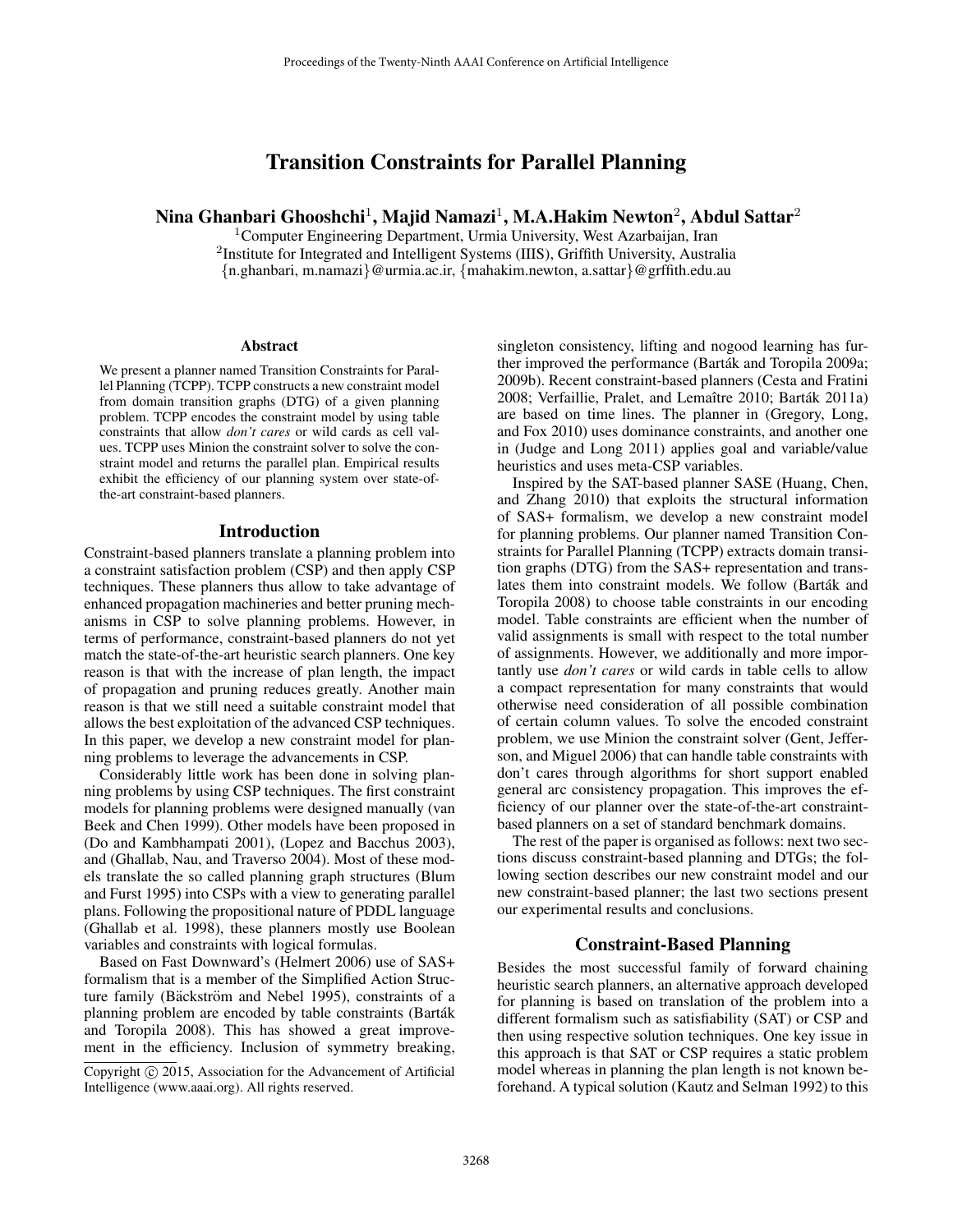# Transition Constraints for Parallel Planning

**Nina Ghanbari Ghooshchi[1], Majid Namazi[1], M.A.Hakim Newton[2], Abdul Sattar[2]**

[1]Computer Engineering Department, Urmia University, West Azarbaijan, Iran
[2]Institute for Integrated and Intelligent Systems (IIIS), Griffith University, Australia
{n.ghanbari, m.namazi}@urmia.ac.ir, {mahakim.newton, a.sattar}@grffith.edu.au

### Abstract

We present a planner named Transition Constraints for Parallel Planning (TCPP). TCPP constructs a new constraint model from domain transition graphs (DTG) of a given planning problem. TCPP encodes the constraint model by using table constraints that allow *don't cares* or wild cards as cell values. TCPP uses Minion the constraint solver to solve the constraint model and returns the parallel plan. Empirical results exhibit the efficiency of our planning system over state-of-the-art constraint-based planners.

## Introduction

Constraint-based planners translate a planning problem into a constraint satisfaction problem (CSP) and then apply CSP techniques. These planners thus allow to take advantage of enhanced propagation machineries and better pruning mechanisms in CSP to solve planning problems. However, in terms of performance, constraint-based planners do not yet match the state-of-the-art heuristic search planners. One key reason is that with the increase of plan length, the impact of propagation and pruning reduces greatly. Another main reason is that we still need a suitable constraint model that allows the best exploitation of the advanced CSP techniques. In this paper, we develop a new constraint model for planning problems to leverage the advancements in CSP.

Considerably little work has been done in solving planning problems by using CSP techniques. The first constraint models for planning problems were designed manually (van Beek and Chen 1999). Other models have been proposed in (Do and Kambhampati 2001), (Lopez and Bacchus 2003), and (Ghallab, Nau, and Traverso 2004). Most of these models translate the so called planning graph structures (Blum and Furst 1995) into CSPs with a view to generating parallel plans. Following the propositional nature of PDDL language (Ghallab et al. 1998), these planners mostly use Boolean variables and constraints with logical formulas.

Based on Fast Downward's (Helmert 2006) use of SAS+ formalism that is a member of the Simplified Action Structure family (Bäckström and Nebel 1995), constraints of a planning problem are encoded by table constraints (Barták and Toropila 2008). This has showed a great improvement in the efficiency. Inclusion of symmetry breaking, singleton consistency, lifting and nogood learning has further improved the performance (Barták and Toropila 2009a; 2009b). Recent constraint-based planners (Cesta and Fratini 2008; Verfaillie, Pralet, and Lemaître 2010; Barták 2011a) are based on time lines. The planner in (Gregory, Long, and Fox 2010) uses dominance constraints, and another one in (Judge and Long 2011) applies goal and variable/value heuristics and uses meta-CSP variables.

Inspired by the SAT-based planner SASE (Huang, Chen, and Zhang 2010) that exploits the structural information of SAS+ formalism, we develop a new constraint model for planning problems. Our planner named Transition Constraints for Parallel Planning (TCPP) extracts domain transition graphs (DTG) from the SAS+ representation and translates them into constraint models. We follow (Barták and Toropila 2008) to choose table constraints in our encoding model. Table constraints are efficient when the number of valid assignments is small with respect to the total number of assignments. However, we additionally and more importantly use *don't cares* or wild cards in table cells to allow a compact representation for many constraints that would otherwise need consideration of all possible combination of certain column values. To solve the encoded constraint problem, we use Minion the constraint solver (Gent, Jefferson, and Miguel 2006) that can handle table constraints with don't cares through algorithms for short support enabled general arc consistency propagation. This improves the efficiency of our planner over the state-of-the-art constraint-based planners on a set of standard benchmark domains.

The rest of the paper is organised as follows: next two sections discuss constraint-based planning and DTGs; the following section describes our new constraint model and our new constraint-based planner; the last two sections present our experimental results and conclusions.

## Constraint-Based Planning

Besides the most successful family of forward chaining heuristic search planners, an alternative approach developed for planning is based on translation of the problem into a different formalism such as satisfiability (SAT) or CSP and then using respective solution techniques. One key issue in this approach is that SAT or CSP requires a static problem model whereas in planning the plan length is not known beforehand. A typical solution (Kautz and Selman 1992) to this

Copyright © 2015, Association for the Advancement of Artificial Intelligence (www.aaai.org). All rights reserved.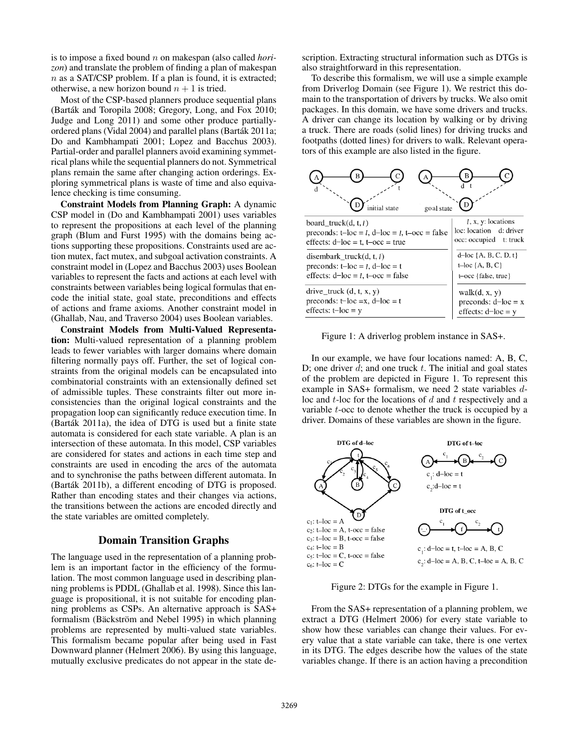is to impose a fixed bound $n$ on makespan (also called *horizon*) and translate the problem of finding a plan of makespan $n$ as a SAT/CSP problem. If a plan is found, it is extracted; otherwise, a new horizon bound $n + 1$ is tried.

Most of the CSP-based planners produce sequential plans (Barták and Toropila 2008; Gregory, Long, and Fox 2010; Judge and Long 2011) and some other produce partially-ordered plans (Vidal 2004) and parallel plans (Barták 2011a; Do and Kambhampati 2001; Lopez and Bacchus 2003). Partial-order and parallel planners avoid examining symmetrical plans while the sequential planners do not. Symmetrical plans remain the same after changing action orderings. Exploring symmetrical plans is waste of time and also equivalence checking is time consuming.

**Constraint Models from Planning Graph:** A dynamic CSP model in (Do and Kambhampati 2001) uses variables to represent the propositions at each level of the planning graph (Blum and Furst 1995) with the domains being actions supporting these propositions. Constraints used are action mutex, fact mutex, and subgoal activation constraints. A constraint model in (Lopez and Bacchus 2003) uses Boolean variables to represent the facts and actions at each level with constraints between variables being logical formulas that encode the initial state, goal state, preconditions and effects of actions and frame axioms. Another constraint model in (Ghallab, Nau, and Traverso 2004) uses Boolean variables.

**Constraint Models from Multi-Valued Representation:** Multi-valued representation of a planning problem leads to fewer variables with larger domains where domain filtering normally pays off. Further, the set of logical constraints from the original models can be encapsulated into combinatorial constraints with an extensionally defined set of admissible tuples. These constraints filter out more inconsistencies than the original logical constraints and the propagation loop can significantly reduce execution time. In (Barták 2011a), the idea of DTG is used but a finite state automata is considered for each state variable. A plan is an intersection of these automata. In this model, CSP variables are considered for states and actions in each time step and constraints are used in encoding the arcs of the automata and to synchronise the paths between different automata. In (Barták 2011b), a different encoding of DTG is proposed. Rather than encoding states and their changes via actions, the transitions between the actions are encoded directly and the state variables are omitted completely.

## Domain Transition Graphs

The language used in the representation of a planning problem is an important factor in the efficiency of the formulation. The most common language used in describing planning problems is PDDL (Ghallab et al. 1998). Since this language is propositional, it is not suitable for encoding planning problems as CSPs. An alternative approach is SAS+ formalism (Bäckström and Nebel 1995) in which planning problems are represented by multi-valued state variables. This formalism became popular after being used in Fast Downward planner (Helmert 2006). By using this language, mutually exclusive predicates do not appear in the state description. Extracting structural information such as DTGs is also straightforward in this representation.

To describe this formalism, we will use a simple example from Driverlog Domain (see Figure 1). We restrict this domain to the transportation of drivers by trucks. We also omit packages. In this domain, we have some drivers and trucks. A driver can change its location by walking or by driving a truck. There are roads (solid lines) for driving trucks and footpaths (dotted lines) for drivers to walk. Relevant operators of this example are also listed in the figure.

| Operators | Variables |
|---|---|
| board_truck(d, t, $l$)<br>preconds: t–loc = $l$, d–loc = $l$, t–occ = false<br>effects: d–loc = t, t–occ = true | $l$, x, y: locations<br>loc: location d: driver<br>occ: occupied t: truck |
| disembark_truck(d, t, $l$)<br>preconds: t–loc = $l$, d–loc = t<br>effects: d–loc = $l$, t–occ = false | d–loc {A, B, C, D, t}<br>t–loc {A, B, C}<br>t–occ {false, true} |
| drive_truck (d, t, x, y)<br>preconds: t–loc =x, d–loc = t<br>effects: t–loc = y | walk(d, x, y)<br>preconds: d–loc = x<br>effects: d–loc = y |

Figure 1: A driverlog problem instance in SAS+.

In our example, we have four locations named: A, B, C, D; one driver $d$; and one truck $t$. The initial and goal states of the problem are depicted in Figure 1. To represent this example in SAS+ formalism, we need 2 state variables $d$-loc and $t$-loc for the locations of $d$ and $t$ respectively and a variable $t$-occ to denote whether the truck is occupied by a driver. Domains of these variables are shown in the figure.

DTG of d–loc: $c_1$: t–loc = A; $c_2$: t–loc = A, t-occ = false; $c_3$: t–loc = B, t-occ = false; $c_4$: t–loc = B; $c_5$: t–loc = C, t-occ = false; $c_6$: t–loc = C

DTG of t–loc: $c_1$: d–loc = t; $c_2$: d–loc = t

DTG of t_occ: $c_1$: d–loc = t, t–loc = A, B, C; $c_2$: d–loc = A, B, C, t–loc = A, B, C

Figure 2: DTGs for the example in Figure 1.

From the SAS+ representation of a planning problem, we extract a DTG (Helmert 2006) for every state variable to show how these variables can change their values. For every value that a state variable can take, there is one vertex in its DTG. The edges describe how the values of the state variables change. If there is an action having a precondition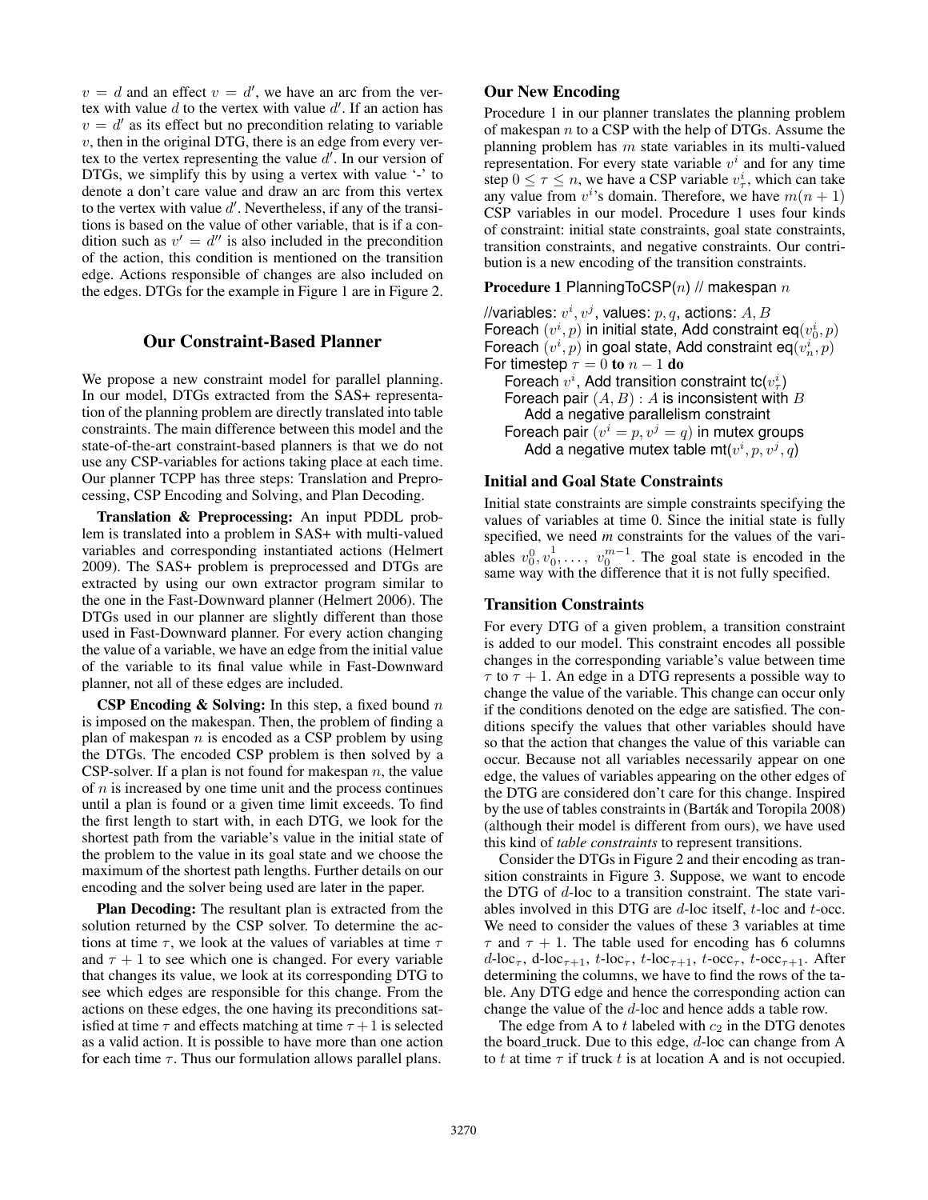$v = d$ and an effect $v = d'$, we have an arc from the vertex with value $d$ to the vertex with value $d'$. If an action has $v = d'$ as its effect but no precondition relating to variable $v$, then in the original DTG, there is an edge from every vertex to the vertex representing the value $d'$. In our version of DTGs, we simplify this by using a vertex with value '-' to denote a don't care value and draw an arc from this vertex to the vertex with value $d'$. Nevertheless, if any of the transitions is based on the value of other variable, that is if a condition such as $v' = d''$ is also included in the precondition of the action, this condition is mentioned on the transition edge. Actions responsible of changes are also included on the edges. DTGs for the example in Figure 1 are in Figure 2.

## Our Constraint-Based Planner

We propose a new constraint model for parallel planning. In our model, DTGs extracted from the SAS+ representation of the planning problem are directly translated into table constraints. The main difference between this model and the state-of-the-art constraint-based planners is that we do not use any CSP-variables for actions taking place at each time. Our planner TCPP has three steps: Translation and Preprocessing, CSP Encoding and Solving, and Plan Decoding.

**Translation & Preprocessing:** An input PDDL problem is translated into a problem in SAS+ with multi-valued variables and corresponding instantiated actions (Helmert 2009). The SAS+ problem is preprocessed and DTGs are extracted by using our own extractor program similar to the one in the Fast-Downward planner (Helmert 2006). The DTGs used in our planner are slightly different than those used in Fast-Downward planner. For every action changing the value of a variable, we have an edge from the initial value of the variable to its final value while in Fast-Downward planner, not all of these edges are included.

**CSP Encoding & Solving:** In this step, a fixed bound $n$ is imposed on the makespan. Then, the problem of finding a plan of makespan $n$ is encoded as a CSP problem by using the DTGs. The encoded CSP problem is then solved by a CSP-solver. If a plan is not found for makespan $n$, the value of $n$ is increased by one time unit and the process continues until a plan is found or a given time limit exceeds. To find the first length to start with, in each DTG, we look for the shortest path from the variable's value in the initial state of the problem to the value in its goal state and we choose the maximum of the shortest path lengths. Further details on our encoding and the solver being used are later in the paper.

**Plan Decoding:** The resultant plan is extracted from the solution returned by the CSP solver. To determine the actions at time $\tau$, we look at the values of variables at time $\tau$ and $\tau + 1$ to see which one is changed. For every variable that changes its value, we look at its corresponding DTG to see which edges are responsible for this change. From the actions on these edges, the one having its preconditions satisfied at time $\tau$ and effects matching at time $\tau + 1$ is selected as a valid action. It is possible to have more than one action for each time $\tau$. Thus our formulation allows parallel plans.

### Our New Encoding

Procedure 1 in our planner translates the planning problem of makespan $n$ to a CSP with the help of DTGs. Assume the planning problem has $m$ state variables in its multi-valued representation. For every state variable $v^i$ and for any time step $0 \leq \tau \leq n$, we have a CSP variable $v^i_\tau$, which can take any value from $v^i$'s domain. Therefore, we have $m(n+1)$ CSP variables in our model. Procedure 1 uses four kinds of constraint: initial state constraints, goal state constraints, transition constraints, and negative constraints. Our contribution is a new encoding of the transition constraints.

**Procedure 1** PlanningToCSP($n$) // makespan $n$

//variables: $v^i, v^j$, values: $p, q$, actions: $A, B$
Foreach $(v^i, p)$ in initial state, Add constraint eq$(v^i_0, p)$
Foreach $(v^i, p)$ in goal state, Add constraint eq$(v^i_n, p)$
For timestep $\tau = 0$ **to** $n - 1$ **do**
  Foreach $v^i$, Add transition constraint tc$(v^i_\tau)$
  Foreach pair $(A, B)$ : $A$ is inconsistent with $B$
    Add a negative parallelism constraint
  Foreach pair $(v^i = p, v^j = q)$ in mutex groups
    Add a negative mutex table mt$(v^i, p, v^j, q)$

### Initial and Goal State Constraints

Initial state constraints are simple constraints specifying the values of variables at time 0. Since the initial state is fully specified, we need *m* constraints for the values of the variables $v^0_0, v^1_0, \ldots, v^{m-1}_0$. The goal state is encoded in the same way with the difference that it is not fully specified.

### Transition Constraints

For every DTG of a given problem, a transition constraint is added to our model. This constraint encodes all possible changes in the corresponding variable's value between time $\tau$ to $\tau + 1$. An edge in a DTG represents a possible way to change the value of the variable. This change can occur only if the conditions denoted on the edge are satisfied. The conditions specify the values that other variables should have so that the action that changes the value of this variable can occur. Because not all variables necessarily appear on one edge, the values of variables appearing on the other edges of the DTG are considered don't care for this change. Inspired by the use of tables constraints in (Barták and Toropila 2008) (although their model is different from ours), we have used this kind of *table constraints* to represent transitions.

Consider the DTGs in Figure 2 and their encoding as transition constraints in Figure 3. Suppose, we want to encode the DTG of $d$-loc to a transition constraint. The state variables involved in this DTG are $d$-loc itself, $t$-loc and $t$-occ. We need to consider the values of these 3 variables at time $\tau$ and $\tau + 1$. The table used for encoding has 6 columns $d$-loc$_\tau$, d-loc$_{\tau+1}$, $t$-loc$_\tau$, $t$-loc$_{\tau+1}$, $t$-occ$_\tau$, $t$-occ$_{\tau+1}$. After determining the columns, we have to find the rows of the table. Any DTG edge and hence the corresponding action can change the value of the $d$-loc and hence adds a table row.

The edge from A to $t$ labeled with $c_2$ in the DTG denotes the board_truck. Due to this edge, $d$-loc can change from A to $t$ at time $\tau$ if truck $t$ is at location A and is not occupied.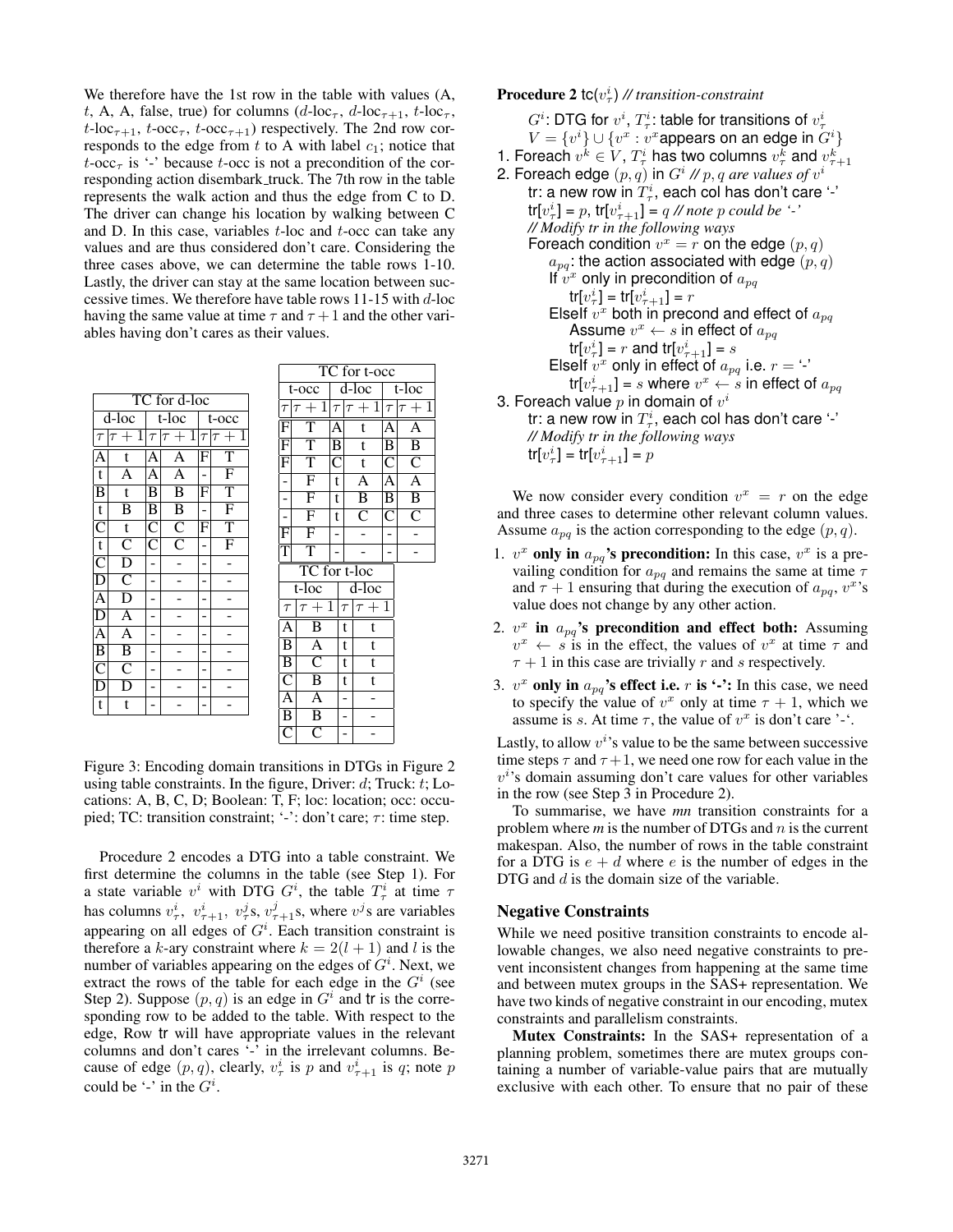We therefore have the 1st row in the table with values (A, $t$, A, A, false, true) for columns ($d$-loc$_\tau$, $d$-loc$_{\tau+1}$, $t$-loc$_\tau$, $t$-loc$_{\tau+1}$, $t$-occ$_\tau$, $t$-occ$_{\tau+1}$) respectively. The 2nd row corresponds to the edge from $t$ to A with label $c_1$; notice that $t$-occ$_\tau$ is '-' because $t$-occ is not a precondition of the corresponding action disembark_truck. The 7th row in the table represents the walk action and thus the edge from C to D. The driver can change his location by walking between C and D. In this case, variables $t$-loc and $t$-occ can take any values and are thus considered don't care. Considering the three cases above, we can determine the table rows 1-10. Lastly, the driver can stay at the same location between successive times. We therefore have table rows 11-15 with $d$-loc having the same value at time $\tau$ and $\tau+1$ and the other variables having don't cares as their values.

**TC for d-loc**

| d-loc | | t-loc | | t-occ | |
|---|---|---|---|---|---|
| $\tau$ | $\tau+1$ | $\tau$ | $\tau+1$ | $\tau$ | $\tau+1$ |
| A | t | A | A | F | T |
| t | A | A | A | - | F |
| B | t | B | B | F | T |
| t | B | B | B | - | F |
| C | t | C | C | F | T |
| t | C | C | C | - | F |
| C | D | - | - | - | - |
| D | C | - | - | - | - |
| A | D | - | - | - | - |
| D | A | - | - | - | - |
| A | A | - | - | - | - |
| B | B | - | - | - | - |
| C | C | - | - | - | - |
| D | D | - | - | - | - |
| t | t | - | - | - | - |

**TC for t-occ**

| t-occ | | d-loc | | t-loc | |
|---|---|---|---|---|---|
| $\tau$ | $\tau+1$ | $\tau$ | $\tau+1$ | $\tau$ | $\tau+1$ |
| F | T | A | t | A | A |
| F | T | B | t | B | B |
| F | T | C | t | C | C |
| - | F | t | A | A | A |
| - | F | t | B | B | B |
| - | F | t | C | C | C |
| F | F | - | - | - | - |
| T | T | - | - | - | - |

**TC for t-loc**

| t-loc | | d-loc | |
|---|---|---|---|
| $\tau$ | $\tau+1$ | $\tau$ | $\tau+1$ |
| A | B | t | t |
| B | A | t | t |
| B | C | t | t |
| C | B | t | t |
| A | A | - | - |
| B | B | - | - |
| C | C | - | - |

Figure 3: Encoding domain transitions in DTGs in Figure 2 using table constraints. In the figure, Driver: $d$; Truck: $t$; Locations: A, B, C, D; Boolean: T, F; loc: location; occ: occupied; TC: transition constraint; '-': don't care; $\tau$: time step.

Procedure 2 encodes a DTG into a table constraint. We first determine the columns in the table (see Step 1). For a state variable $v^i$ with DTG $G^i$, the table $T^i_\tau$ at time $\tau$ has columns $v^i_\tau$, $v^i_{\tau+1}$, $v^j_\tau$s, $v^j_{\tau+1}$s, where $v^j$s are variables appearing on all edges of $G^i$. Each transition constraint is therefore a $k$-ary constraint where $k = 2(l+1)$ and $l$ is the number of variables appearing on the edges of $G^i$. Next, we extract the rows of the table for each edge in the $G^i$ (see Step 2). Suppose $(p, q)$ is an edge in $G^i$ and tr is the corresponding row to be added to the table. With respect to the edge, Row tr will have appropriate values in the relevant columns and don't cares '-' in the irrelevant columns. Because of edge $(p, q)$, clearly, $v^i_\tau$ is $p$ and $v^i_{\tau+1}$ is $q$; note $p$ could be '-' in the $G^i$.

**Procedure 2** tc($v^i_\tau$) *// transition-constraint*

```
    G^i: DTG for v^i, T^i_τ: table for transitions of v^i_τ
    V = {v^i} ∪ {v^x : v^x appears on an edge in G^i}
1. Foreach v^k ∈ V, T^i_τ has two columns v^k_τ and v^k_{τ+1}
2. Foreach edge (p, q) in G^i // p, q are values of v^i
    tr: a new row in T^i_τ, each col has don't care '-'
    tr[v^i_τ] = p, tr[v^i_{τ+1}] = q // note p could be '-'
    // Modify tr in the following ways
    Foreach condition v^x = r on the edge (p, q)
        a_pq: the action associated with edge (p, q)
        If v^x only in precondition of a_pq
            tr[v^i_τ] = tr[v^i_{τ+1}] = r
        ElseIf v^x both in precond and effect of a_pq
            Assume v^x ← s in effect of a_pq
            tr[v^i_τ] = r and tr[v^i_{τ+1}] = s
        ElseIf v^x only in effect of a_pq i.e. r = '-'
            tr[v^i_{τ+1}] = s where v^x ← s in effect of a_pq
3. Foreach value p in domain of v^i
    tr: a new row in T^i_τ, each col has don't care '-'
    // Modify tr in the following ways
    tr[v^i_τ] = tr[v^i_{τ+1}] = p
```

We now consider every condition $v^x = r$ on the edge and three cases to determine other relevant column values. Assume $a_{pq}$ is the action corresponding to the edge $(p, q)$.

1. $v^x$ **only in** $a_{pq}$**'s precondition:** In this case, $v^x$ is a prevailing condition for $a_{pq}$ and remains the same at time $\tau$ and $\tau+1$ ensuring that during the execution of $a_{pq}$, $v^x$'s value does not change by any other action.
2. $v^x$ **in** $a_{pq}$**'s precondition and effect both:** Assuming $v^x \leftarrow s$ is in the effect, the values of $v^x$ at time $\tau$ and $\tau+1$ in this case are trivially $r$ and $s$ respectively.
3. $v^x$ **only in** $a_{pq}$**'s effect i.e.** $r$ **is '-':** In this case, we need to specify the value of $v^x$ only at time $\tau+1$, which we assume is $s$. At time $\tau$, the value of $v^x$ is don't care '-'.

Lastly, to allow $v^i$'s value to be the same between successive time steps $\tau$ and $\tau+1$, we need one row for each value in the $v^i$'s domain assuming don't care values for other variables in the row (see Step 3 in Procedure 2).

To summarise, we have *mn* transition constraints for a problem where *m* is the number of DTGs and $n$ is the current makespan. Also, the number of rows in the table constraint for a DTG is $e + d$ where $e$ is the number of edges in the DTG and $d$ is the domain size of the variable.

## Negative Constraints

While we need positive transition constraints to encode allowable changes, we also need negative constraints to prevent inconsistent changes from happening at the same time and between mutex groups in the SAS+ representation. We have two kinds of negative constraint in our encoding, mutex constraints and parallelism constraints.

**Mutex Constraints:** In the SAS+ representation of a planning problem, sometimes there are mutex groups containing a number of variable-value pairs that are mutually exclusive with each other. To ensure that no pair of these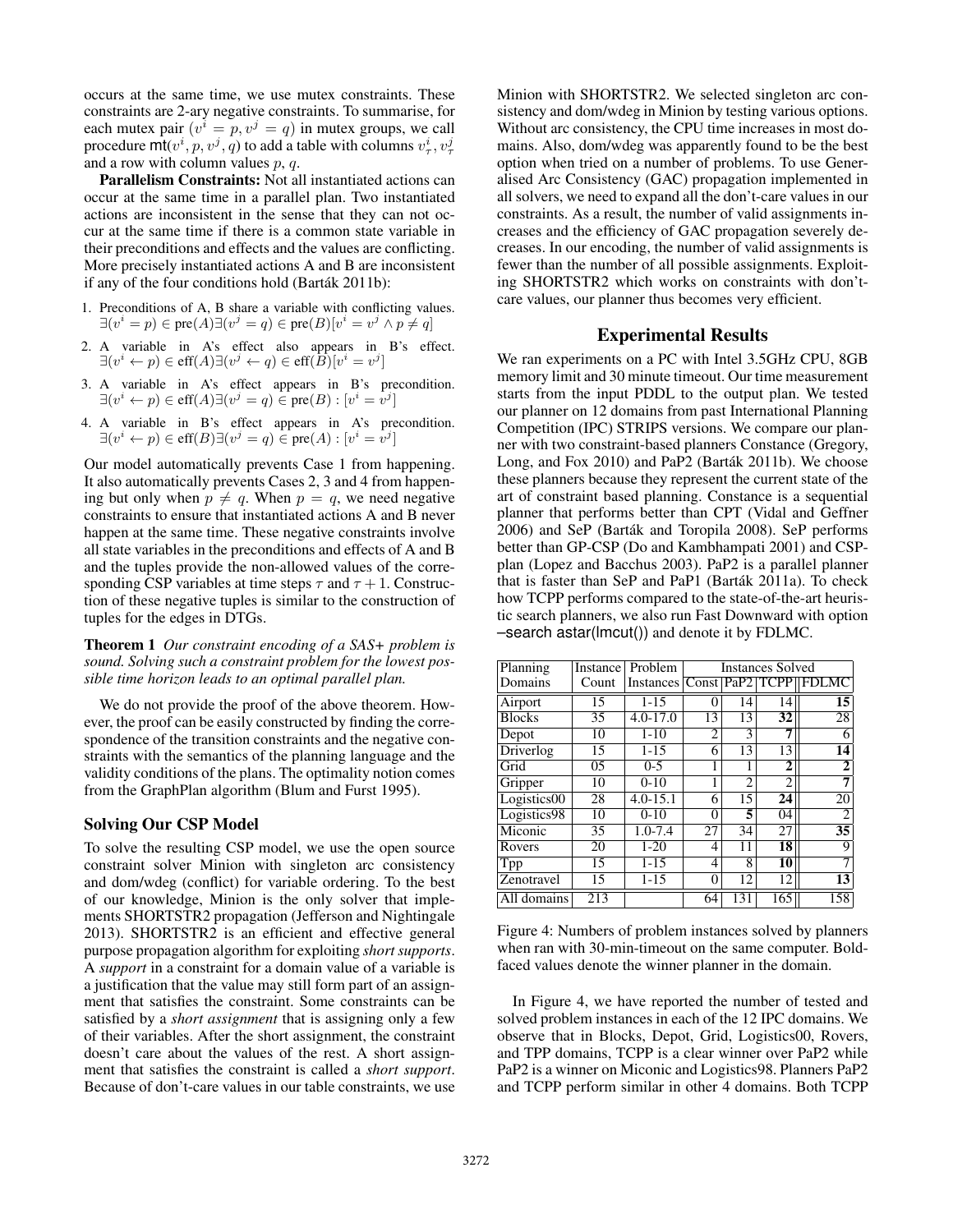occurs at the same time, we use mutex constraints. These constraints are 2-ary negative constraints. To summarise, for each mutex pair $(v^i = p, v^j = q)$ in mutex groups, we call procedure $\mathsf{mt}(v^i, p, v^j, q)$ to add a table with columns $v^i_\tau, v^j_\tau$ and a row with column values $p, q$.

**Parallelism Constraints:** Not all instantiated actions can occur at the same time in a parallel plan. Two instantiated actions are inconsistent in the sense that they can not occur at the same time if there is a common state variable in their preconditions and effects and the values are conflicting. More precisely instantiated actions A and B are inconsistent if any of the four conditions hold (Barták 2011b):

1. Preconditions of A, B share a variable with conflicting values. $\exists (v^i = p) \in \text{pre}(A) \exists (v^j = q) \in \text{pre}(B)[v^i = v^j \wedge p \neq q]$
2. A variable in A's effect also appears in B's effect. $\exists (v^i \leftarrow p) \in \text{eff}(A) \exists (v^j \leftarrow q) \in \text{eff}(B)[v^i = v^j]$
3. A variable in A's effect appears in B's precondition. $\exists (v^i \leftarrow p) \in \text{eff}(A) \exists (v^j = q) \in \text{pre}(B) : [v^i = v^j]$
4. A variable in B's effect appears in A's precondition. $\exists (v^i \leftarrow p) \in \text{eff}(B) \exists (v^j = q) \in \text{pre}(A) : [v^i = v^j]$

Our model automatically prevents Case 1 from happening. It also automatically prevents Cases 2, 3 and 4 from happening but only when $p \neq q$. When $p = q$, we need negative constraints to ensure that instantiated actions A and B never happen at the same time. These negative constraints involve all state variables in the preconditions and effects of A and B and the tuples provide the non-allowed values of the corresponding CSP variables at time steps $\tau$ and $\tau + 1$. Construction of these negative tuples is similar to the construction of tuples for the edges in DTGs.

**Theorem 1** *Our constraint encoding of a SAS+ problem is sound. Solving such a constraint problem for the lowest possible time horizon leads to an optimal parallel plan.*

We do not provide the proof of the above theorem. However, the proof can be easily constructed by finding the correspondence of the transition constraints and the negative constraints with the semantics of the planning language and the validity conditions of the plans. The optimality notion comes from the GraphPlan algorithm (Blum and Furst 1995).

### Solving Our CSP Model

To solve the resulting CSP model, we use the open source constraint solver Minion with singleton arc consistency and dom/wdeg (conflict) for variable ordering. To the best of our knowledge, Minion is the only solver that implements SHORTSTR2 propagation (Jefferson and Nightingale 2013). SHORTSTR2 is an efficient and effective general purpose propagation algorithm for exploiting *short supports*. A *support* in a constraint for a domain value of a variable is a justification that the value may still form part of an assignment that satisfies the constraint. Some constraints can be satisfied by a *short assignment* that is assigning only a few of their variables. After the short assignment, the constraint doesn't care about the values of the rest. A short assignment that satisfies the constraint is called a *short support*. Because of don't-care values in our table constraints, we use Minion with SHORTSTR2. We selected singleton arc consistency and dom/wdeg in Minion by testing various options. Without arc consistency, the CPU time increases in most domains. Also, dom/wdeg was apparently found to be the best option when tried on a number of problems. To use Generalised Arc Consistency (GAC) propagation implemented in all solvers, we need to expand all the don't-care values in our constraints. As a result, the number of valid assignments increases and the efficiency of GAC propagation severely decreases. In our encoding, the number of valid assignments is fewer than the number of all possible assignments. Exploiting SHORTSTR2 which works on constraints with don't-care values, our planner thus becomes very efficient.

## Experimental Results

We ran experiments on a PC with Intel 3.5GHz CPU, 8GB memory limit and 30 minute timeout. Our time measurement starts from the input PDDL to the output plan. We tested our planner on 12 domains from past International Planning Competition (IPC) STRIPS versions. We compare our planner with two constraint-based planners Constance (Gregory, Long, and Fox 2010) and PaP2 (Barták 2011b). We choose these planners because they represent the current state of the art of constraint based planning. Constance is a sequential planner that performs better than CPT (Vidal and Geffner 2006) and SeP (Barták and Toropila 2008). SeP performs better than GP-CSP (Do and Kambhampati 2001) and CSP-plan (Lopez and Bacchus 2003). PaP2 is a parallel planner that is faster than SeP and PaP1 (Barták 2011a). To check how TCPP performs compared to the state-of-the-art heuristic search planners, we also run Fast Downward with option –search astar(lmcut()) and denote it by FDLMC.

| Planning Domains | Instance Count | Problem Instances | Instances Solved | | | |
|---|---|---|---|---|---|---|
| | | | Const | PaP2 | TCPP | FDLMC |
| Airport | 15 | 1-15 | 0 | 14 | 14 | **15** |
| Blocks | 35 | 4.0-17.0 | 13 | 13 | **32** | 28 |
| Depot | 10 | 1-10 | 2 | 3 | **7** | 6 |
| Driverlog | 15 | 1-15 | 6 | 13 | 13 | **14** |
| Grid | 05 | 0-5 | 1 | 1 | **2** | **2** |
| Gripper | 10 | 0-10 | 1 | 2 | 2 | **7** |
| Logistics00 | 28 | 4.0-15.1 | 6 | 15 | **24** | 20 |
| Logistics98 | 10 | 0-10 | 0 | **5** | 04 | 2 |
| Miconic | 35 | 1.0-7.4 | 27 | 34 | 27 | **35** |
| Rovers | 20 | 1-20 | 4 | 11 | **18** | 9 |
| Tpp | 15 | 1-15 | 4 | 8 | **10** | 7 |
| Zenotravel | 15 | 1-15 | 0 | 12 | 12 | **13** |
| All domains | 213 | | 64 | 131 | 165 | 158 |

Figure 4: Numbers of problem instances solved by planners when ran with 30-min-timeout on the same computer. Boldfaced values denote the winner planner in the domain.

In Figure 4, we have reported the number of tested and solved problem instances in each of the 12 IPC domains. We observe that in Blocks, Depot, Grid, Logistics00, Rovers, and TPP domains, TCPP is a clear winner over PaP2 while PaP2 is a winner on Miconic and Logistics98. Planners PaP2 and TCPP perform similar in other 4 domains. Both TCPP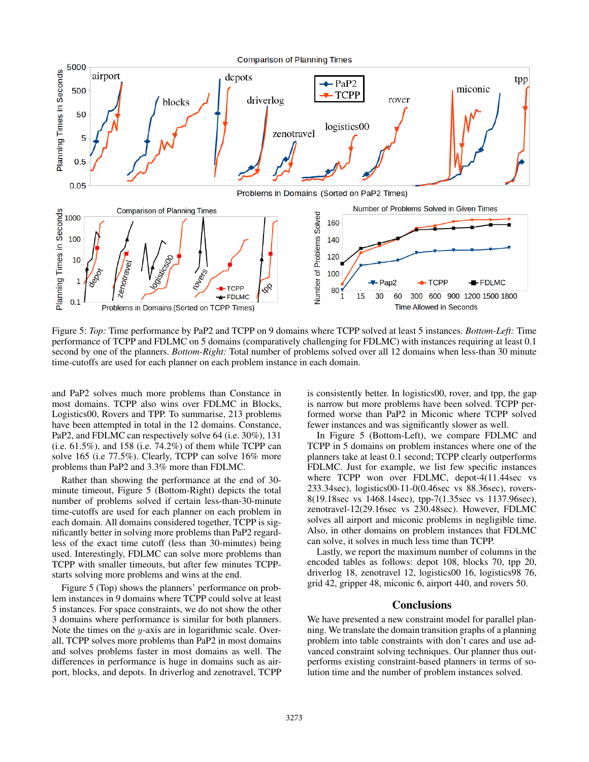Figure 5: *Top:* Time performance by PaP2 and TCPP on 9 domains where TCPP solved at least 5 instances. *Bottom-Left:* Time performance of TCPP and FDLMC on 5 domains (comparatively challenging for FDLMC) with instances requiring at least 0.1 second by one of the planners. *Bottom-Right:* Total number of problems solved over all 12 domains when less-than 30 minute time-cutoffs are used for each planner on each problem instance in each domain.

and PaP2 solves much more problems than Constance in most domains. TCPP also wins over FDLMC in Blocks, Logistics00, Rovers and TPP. To summarise, 213 problems have been attempted in total in the 12 domains. Constance, PaP2, and FDLMC can respectively solve 64 (i.e. 30%), 131 (i.e. 61.5%), and 158 (i.e. 74.2%) of them while TCPP can solve 165 (i.e 77.5%). Clearly, TCPP can solve 16% more problems than PaP2 and 3.3% more than FDLMC.

Rather than showing the performance at the end of 30-minute timeout, Figure 5 (Bottom-Right) depicts the total number of problems solved if certain less-than-30-minute time-cutoffs are used for each planner on each problem in each domain. All domains considered together, TCPP is significantly better in solving more problems than PaP2 regardless of the exact time cutoff (less than 30-minutes) being used. Interestingly, FDLMC can solve more problems than TCPP with smaller timeouts, but after few minutes TCPP-starts solving more problems and wins at the end.

Figure 5 (Top) shows the planners' performance on problem instances in 9 domains where TCPP could solve at least 5 instances. For space constraints, we do not show the other 3 domains where performance is similar for both planners. Note the times on the $y$-axis are in logarithmic scale. Overall, TCPP solves more problems than PaP2 in most domains and solves problems faster in most domains as well. The differences in performance is huge in domains such as airport, blocks, and depots. In driverlog and zenotravel, TCPP is consistently better. In logistics00, rover, and tpp, the gap is narrow but more problems have been solved. TCPP performed worse than PaP2 in Miconic where TCPP solved fewer instances and was significantly slower as well.

In Figure 5 (Bottom-Left), we compare FDLMC and TCPP in 5 domains on problem instances where one of the planners take at least 0.1 second; TCPP clearly outperforms FDLMC. Just for example, we list few specific instances where TCPP won over FDLMC, depot-4(11.44sec vs 233.34sec), logistics00-11-0(0.46sec vs 88.36sec), rovers-8(19.18sec vs 1468.14sec), tpp-7(1.35sec vs 1137.96sec), zenotravel-12(29.16sec vs 230.48sec). However, FDLMC solves all airport and miconic problems in negligible time. Also, in other domains on problem instances that FDLMC can solve, it solves in much less time than TCPP.

Lastly, we report the maximum number of columns in the encoded tables as follows: depot 108, blocks 70, tpp 20, driverlog 18, zenotravel 12, logistics00 16, logistics98 76, grid 42, gripper 48, miconic 6, airport 440, and rovers 50.

## Conclusions

We have presented a new constraint model for parallel planning. We translate the domain transition graphs of a planning problem into table constraints with don't cares and use advanced constraint solving techniques. Our planner thus outperforms existing constraint-based planners in terms of solution time and the number of problem instances solved.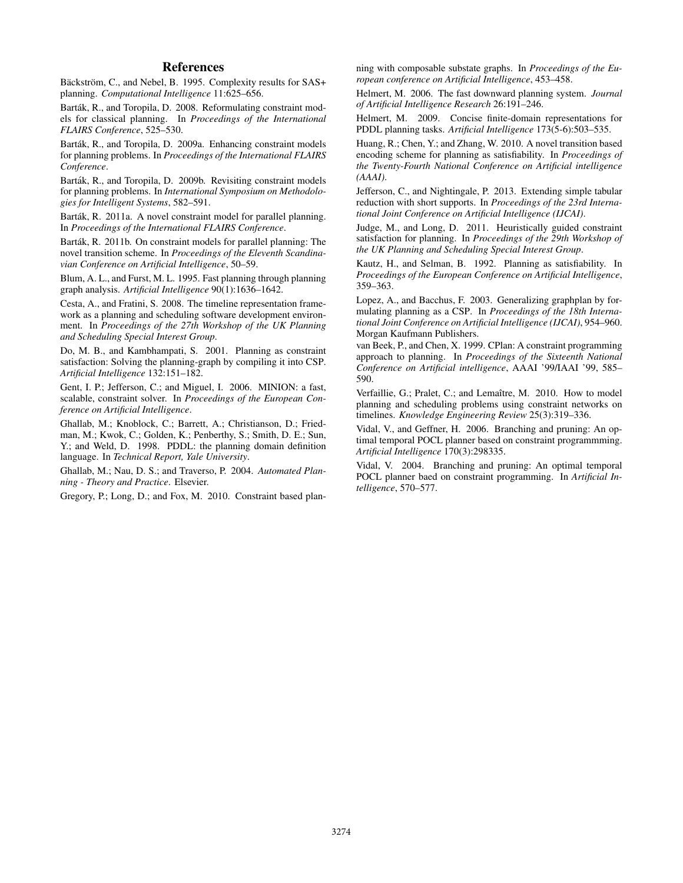## References

Bäckström, C., and Nebel, B. 1995. Complexity results for SAS+ planning. *Computational Intelligence* 11:625–656.

Barták, R., and Toropila, D. 2008. Reformulating constraint models for classical planning. In *Proceedings of the International FLAIRS Conference*, 525–530.

Barták, R., and Toropila, D. 2009a. Enhancing constraint models for planning problems. In *Proceedings of the International FLAIRS Conference*.

Barták, R., and Toropila, D. 2009b. Revisiting constraint models for planning problems. In *International Symposium on Methodologies for Intelligent Systems*, 582–591.

Barták, R. 2011a. A novel constraint model for parallel planning. In *Proceedings of the International FLAIRS Conference*.

Barták, R. 2011b. On constraint models for parallel planning: The novel transition scheme. In *Proceedings of the Eleventh Scandinavian Conference on Artificial Intelligence*, 50–59.

Blum, A. L., and Furst, M. L. 1995. Fast planning through planning graph analysis. *Artificial Intelligence* 90(1):1636–1642.

Cesta, A., and Fratini, S. 2008. The timeline representation framework as a planning and scheduling software development environment. In *Proceedings of the 27th Workshop of the UK Planning and Scheduling Special Interest Group*.

Do, M. B., and Kambhampati, S. 2001. Planning as constraint satisfaction: Solving the planning-graph by compiling it into CSP. *Artificial Intelligence* 132:151–182.

Gent, I. P.; Jefferson, C.; and Miguel, I. 2006. MINION: a fast, scalable, constraint solver. In *Proceedings of the European Conference on Artificial Intelligence*.

Ghallab, M.; Knoblock, C.; Barrett, A.; Christianson, D.; Friedman, M.; Kwok, C.; Golden, K.; Penberthy, S.; Smith, D. E.; Sun, Y.; and Weld, D. 1998. PDDL: the planning domain definition language. In *Technical Report, Yale University*.

Ghallab, M.; Nau, D. S.; and Traverso, P. 2004. *Automated Planning - Theory and Practice*. Elsevier.

Gregory, P.; Long, D.; and Fox, M. 2010. Constraint based planning with composable substate graphs. In *Proceedings of the European conference on Artificial Intelligence*, 453–458.

Helmert, M. 2006. The fast downward planning system. *Journal of Artificial Intelligence Research* 26:191–246.

Helmert, M. 2009. Concise finite-domain representations for PDDL planning tasks. *Artificial Intelligence* 173(5-6):503–535.

Huang, R.; Chen, Y.; and Zhang, W. 2010. A novel transition based encoding scheme for planning as satisfiability. In *Proceedings of the Twenty-Fourth National Conference on Artificial intelligence (AAAI)*.

Jefferson, C., and Nightingale, P. 2013. Extending simple tabular reduction with short supports. In *Proceedings of the 23rd International Joint Conference on Artificial Intelligence (IJCAI)*.

Judge, M., and Long, D. 2011. Heuristically guided constraint satisfaction for planning. In *Proceedings of the 29th Workshop of the UK Planning and Scheduling Special Interest Group*.

Kautz, H., and Selman, B. 1992. Planning as satisfiability. In *Proceedings of the European Conference on Artificial Intelligence*, 359–363.

Lopez, A., and Bacchus, F. 2003. Generalizing graphplan by formulating planning as a CSP. In *Proceedings of the 18th International Joint Conference on Artificial Intelligence (IJCAI)*, 954–960. Morgan Kaufmann Publishers.

van Beek, P., and Chen, X. 1999. CPlan: A constraint programming approach to planning. In *Proceedings of the Sixteenth National Conference on Artificial intelligence*, AAAI '99/IAAI '99, 585–590.

Verfaillie, G.; Pralet, C.; and Lemaître, M. 2010. How to model planning and scheduling problems using constraint networks on timelines. *Knowledge Engineering Review* 25(3):319–336.

Vidal, V., and Geffner, H. 2006. Branching and pruning: An optimal temporal POCL planner based on constraint programmming. *Artificial Intelligence* 170(3):298335.

Vidal, V. 2004. Branching and pruning: An optimal temporal POCL planner baed on constraint programming. In *Artificial Intelligence*, 570–577.